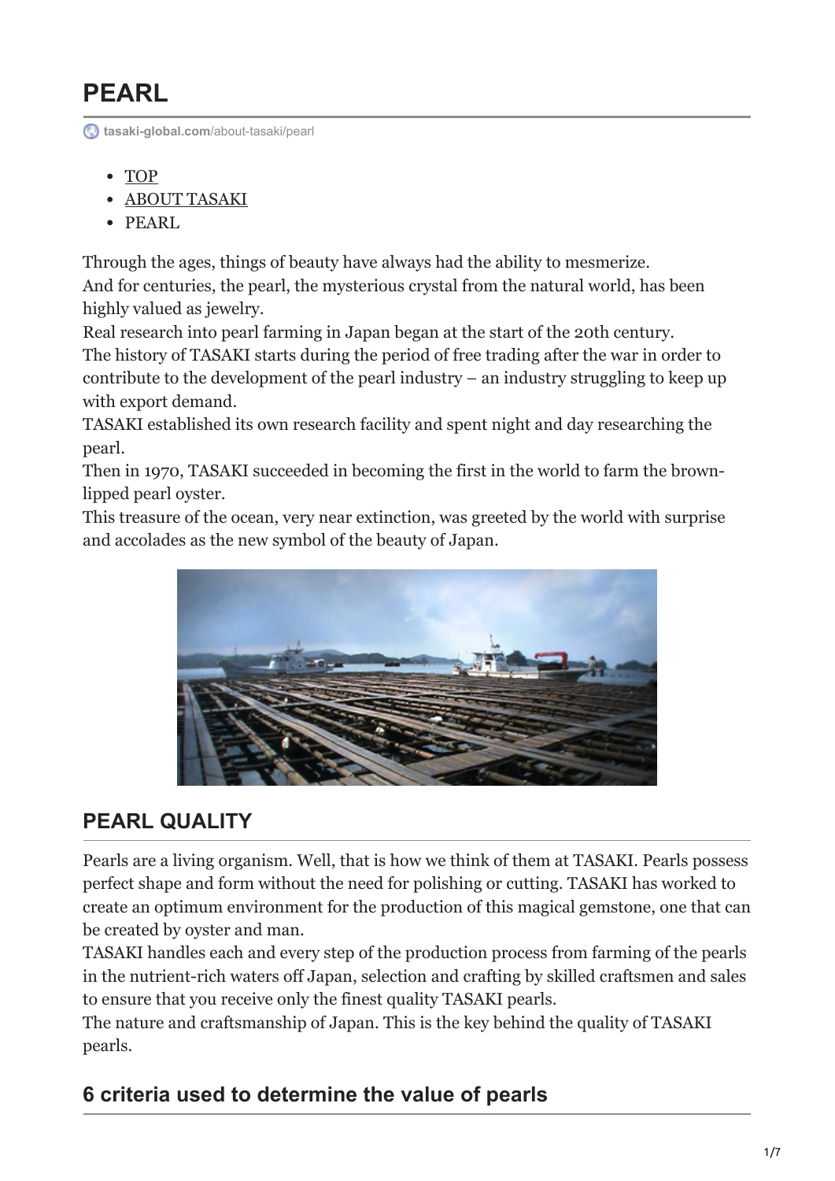# PEARL

tasaki-global.com/about-tasaki/pearl

- TOP
- ABOUT TASAKI
- PEARL

Through the ages, things of beauty have always had the ability to mesmerize.
And for centuries, the pearl, the mysterious crystal from the natural world, has been highly valued as jewelry.
Real research into pearl farming in Japan began at the start of the 20th century.
The history of TASAKI starts during the period of free trading after the war in order to contribute to the development of the pearl industry – an industry struggling to keep up with export demand.
TASAKI established its own research facility and spent night and day researching the pearl.
Then in 1970, TASAKI succeeded in becoming the first in the world to farm the brown-lipped pearl oyster.
This treasure of the ocean, very near extinction, was greeted by the world with surprise and accolades as the new symbol of the beauty of Japan.

## PEARL QUALITY

Pearls are a living organism. Well, that is how we think of them at TASAKI. Pearls possess perfect shape and form without the need for polishing or cutting. TASAKI has worked to create an optimum environment for the production of this magical gemstone, one that can be created by oyster and man.
TASAKI handles each and every step of the production process from farming of the pearls in the nutrient-rich waters off Japan, selection and crafting by skilled craftsmen and sales to ensure that you receive only the finest quality TASAKI pearls.
The nature and craftsmanship of Japan. This is the key behind the quality of TASAKI pearls.

## 6 criteria used to determine the value of pearls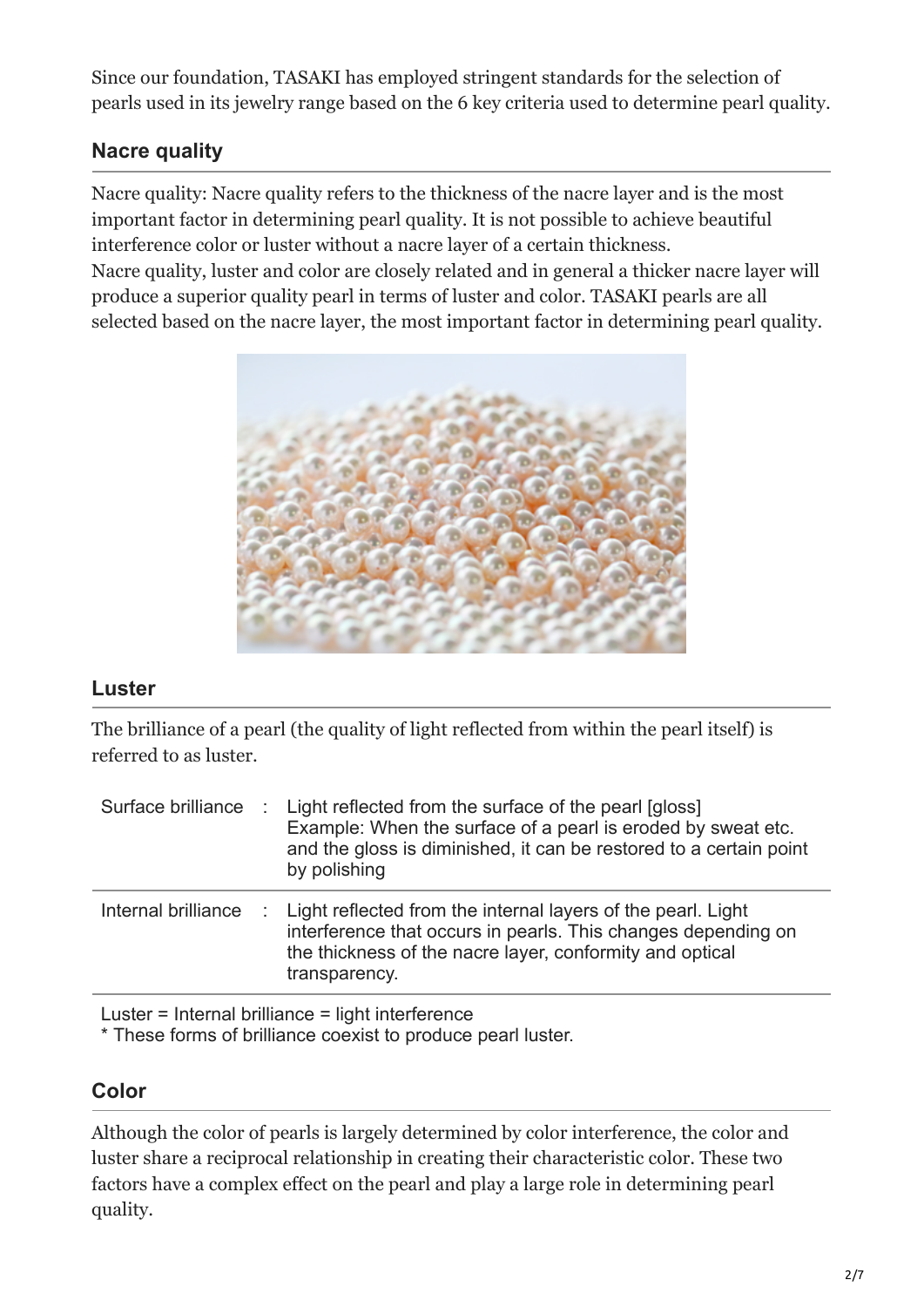Since our foundation, TASAKI has employed stringent standards for the selection of pearls used in its jewelry range based on the 6 key criteria used to determine pearl quality.

## Nacre quality

Nacre quality: Nacre quality refers to the thickness of the nacre layer and is the most important factor in determining pearl quality. It is not possible to achieve beautiful interference color or luster without a nacre layer of a certain thickness.
Nacre quality, luster and color are closely related and in general a thicker nacre layer will produce a superior quality pearl in terms of luster and color. TASAKI pearls are all selected based on the nacre layer, the most important factor in determining pearl quality.

## Luster

The brilliance of a pearl (the quality of light reflected from within the pearl itself) is referred to as luster.

| | | |
|---|---|---|
| Surface brilliance | : | Light reflected from the surface of the pearl [gloss] Example: When the surface of a pearl is eroded by sweat etc. and the gloss is diminished, it can be restored to a certain point by polishing |
| Internal brilliance | : | Light reflected from the internal layers of the pearl. Light interference that occurs in pearls. This changes depending on the thickness of the nacre layer, conformity and optical transparency. |

Luster = Internal brilliance = light interference
* These forms of brilliance coexist to produce pearl luster.

## Color

Although the color of pearls is largely determined by color interference, the color and luster share a reciprocal relationship in creating their characteristic color. These two factors have a complex effect on the pearl and play a large role in determining pearl quality.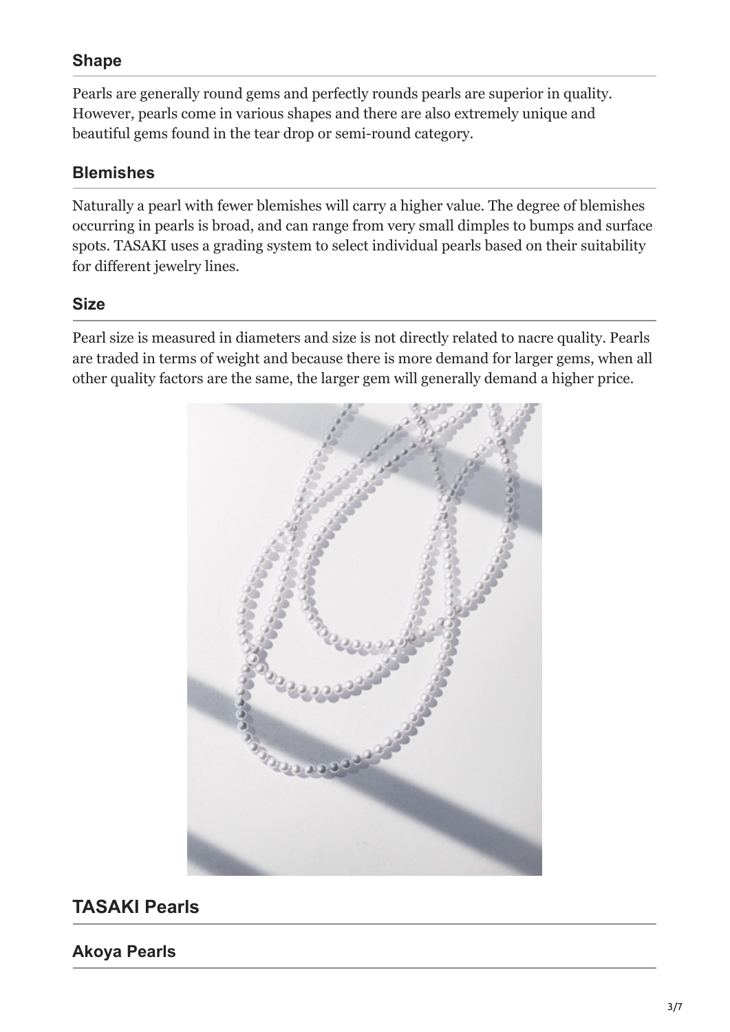### Shape

Pearls are generally round gems and perfectly rounds pearls are superior in quality. However, pearls come in various shapes and there are also extremely unique and beautiful gems found in the tear drop or semi-round category.

### Blemishes

Naturally a pearl with fewer blemishes will carry a higher value. The degree of blemishes occurring in pearls is broad, and can range from very small dimples to bumps and surface spots. TASAKI uses a grading system to select individual pearls based on their suitability for different jewelry lines.

### Size

Pearl size is measured in diameters and size is not directly related to nacre quality. Pearls are traded in terms of weight and because there is more demand for larger gems, when all other quality factors are the same, the larger gem will generally demand a higher price.

## TASAKI Pearls

### Akoya Pearls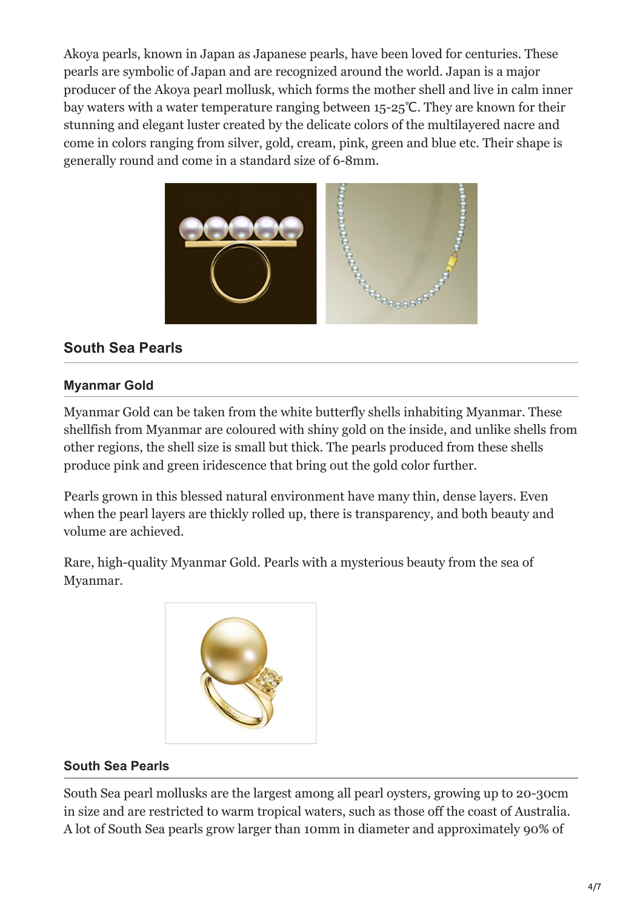Akoya pearls, known in Japan as Japanese pearls, have been loved for centuries. These pearls are symbolic of Japan and are recognized around the world. Japan is a major producer of the Akoya pearl mollusk, which forms the mother shell and live in calm inner bay waters with a water temperature ranging between 15-25℃. They are known for their stunning and elegant luster created by the delicate colors of the multilayered nacre and come in colors ranging from silver, gold, cream, pink, green and blue etc. Their shape is generally round and come in a standard size of 6-8mm.

## South Sea Pearls

### Myanmar Gold

Myanmar Gold can be taken from the white butterfly shells inhabiting Myanmar. These shellfish from Myanmar are coloured with shiny gold on the inside, and unlike shells from other regions, the shell size is small but thick. The pearls produced from these shells produce pink and green iridescence that bring out the gold color further.

Pearls grown in this blessed natural environment have many thin, dense layers. Even when the pearl layers are thickly rolled up, there is transparency, and both beauty and volume are achieved.

Rare, high-quality Myanmar Gold. Pearls with a mysterious beauty from the sea of Myanmar.

### South Sea Pearls

South Sea pearl mollusks are the largest among all pearl oysters, growing up to 20-30cm in size and are restricted to warm tropical waters, such as those off the coast of Australia. A lot of South Sea pearls grow larger than 10mm in diameter and approximately 90% of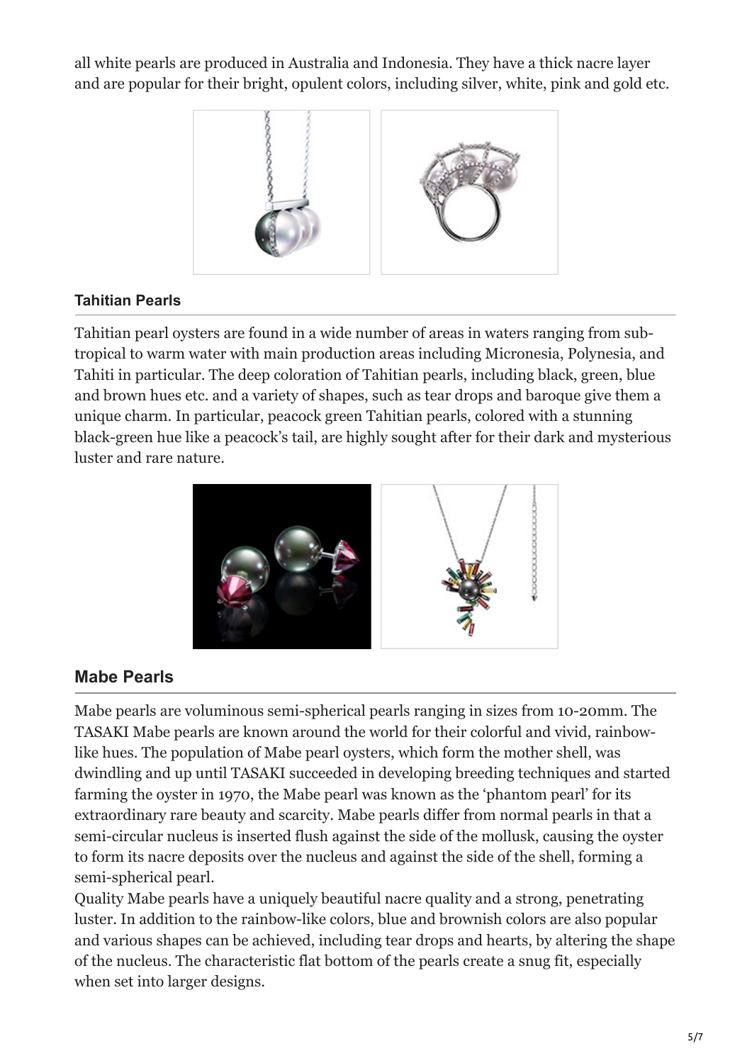all white pearls are produced in Australia and Indonesia. They have a thick nacre layer and are popular for their bright, opulent colors, including silver, white, pink and gold etc.

### Tahitian Pearls

Tahitian pearl oysters are found in a wide number of areas in waters ranging from sub-tropical to warm water with main production areas including Micronesia, Polynesia, and Tahiti in particular. The deep coloration of Tahitian pearls, including black, green, blue and brown hues etc. and a variety of shapes, such as tear drops and baroque give them a unique charm. In particular, peacock green Tahitian pearls, colored with a stunning black-green hue like a peacock's tail, are highly sought after for their dark and mysterious luster and rare nature.

## Mabe Pearls

Mabe pearls are voluminous semi-spherical pearls ranging in sizes from 10-20mm. The TASAKI Mabe pearls are known around the world for their colorful and vivid, rainbow-like hues. The population of Mabe pearl oysters, which form the mother shell, was dwindling and up until TASAKI succeeded in developing breeding techniques and started farming the oyster in 1970, the Mabe pearl was known as the 'phantom pearl' for its extraordinary rare beauty and scarcity. Mabe pearls differ from normal pearls in that a semi-circular nucleus is inserted flush against the side of the mollusk, causing the oyster to form its nacre deposits over the nucleus and against the side of the shell, forming a semi-spherical pearl.

Quality Mabe pearls have a uniquely beautiful nacre quality and a strong, penetrating luster. In addition to the rainbow-like colors, blue and brownish colors are also popular and various shapes can be achieved, including tear drops and hearts, by altering the shape of the nucleus. The characteristic flat bottom of the pearls create a snug fit, especially when set into larger designs.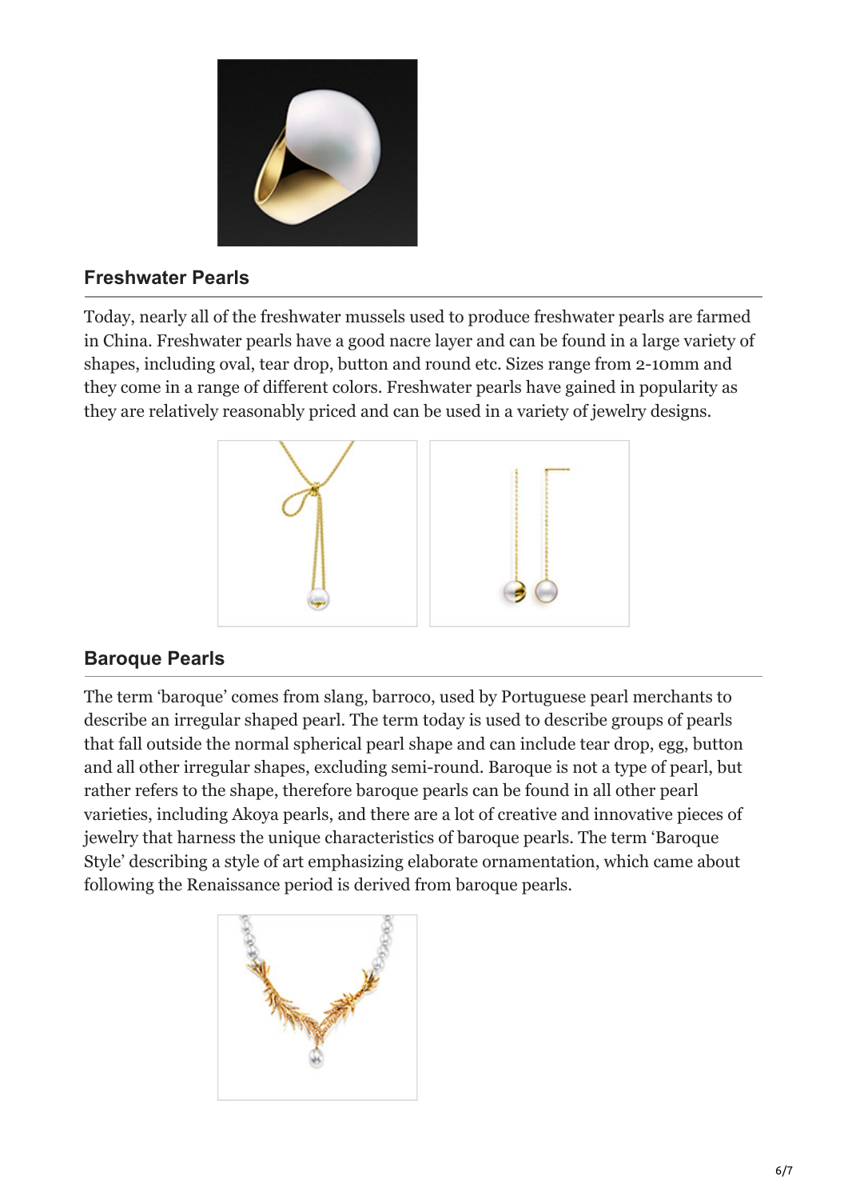### Freshwater Pearls

Today, nearly all of the freshwater mussels used to produce freshwater pearls are farmed in China. Freshwater pearls have a good nacre layer and can be found in a large variety of shapes, including oval, tear drop, button and round etc. Sizes range from 2-10mm and they come in a range of different colors. Freshwater pearls have gained in popularity as they are relatively reasonably priced and can be used in a variety of jewelry designs.

### Baroque Pearls

The term 'baroque' comes from slang, barroco, used by Portuguese pearl merchants to describe an irregular shaped pearl. The term today is used to describe groups of pearls that fall outside the normal spherical pearl shape and can include tear drop, egg, button and all other irregular shapes, excluding semi-round. Baroque is not a type of pearl, but rather refers to the shape, therefore baroque pearls can be found in all other pearl varieties, including Akoya pearls, and there are a lot of creative and innovative pieces of jewelry that harness the unique characteristics of baroque pearls. The term 'Baroque Style' describing a style of art emphasizing elaborate ornamentation, which came about following the Renaissance period is derived from baroque pearls.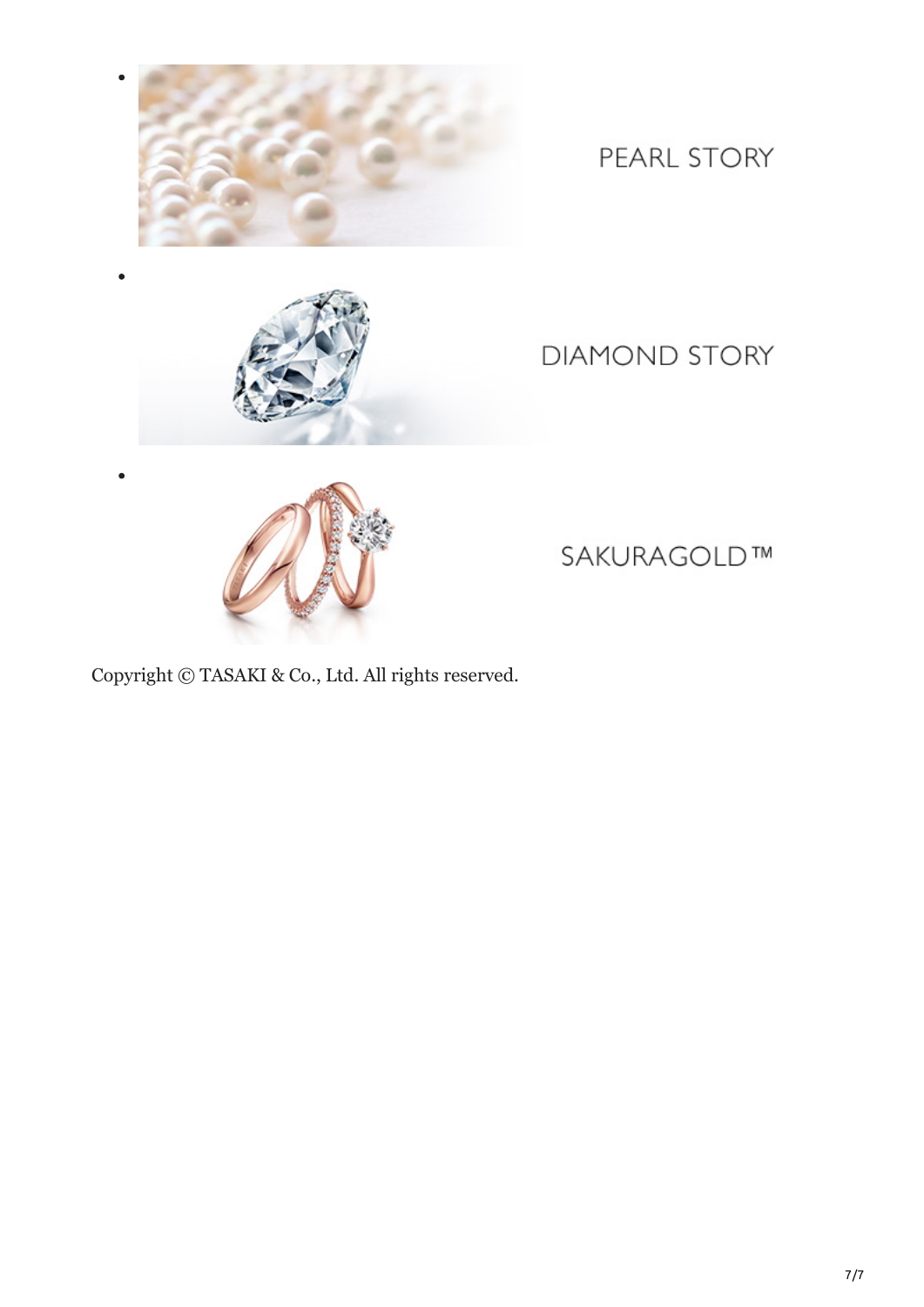- PEARL STORY
- DIAMOND STORY
- SAKURAGOLD™

Copyright © TASAKI & Co., Ltd. All rights reserved.